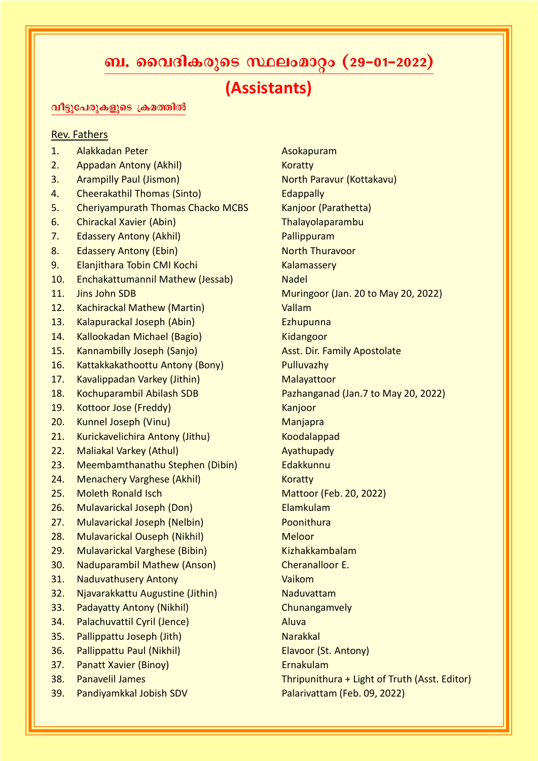# ബ. വൈദികരുടെ സ്ഥലംമാറ്റം (29-01-2022)

## (Assistants)

<u>വീട്ടുപേരുകളുടെ ക്രമത്തിൽ</u>

<u>Rev. Fathers</u>

| No. | Name | Place |
|---|---|---|
| 1. | Alakkadan Peter | Asokapuram |
| 2. | Appadan Antony (Akhil) | Koratty |
| 3. | Arampilly Paul (Jismon) | North Paravur (Kottakavu) |
| 4. | Cheerakathil Thomas (Sinto) | Edappally |
| 5. | Cheriyampurath Thomas Chacko MCBS | Kanjoor (Parathetta) |
| 6. | Chirackal Xavier (Abin) | Thalayolaparambu |
| 7. | Edassery Antony (Akhil) | Pallippuram |
| 8. | Edassery Antony (Ebin) | North Thuravoor |
| 9. | Elanjithara Tobin CMI Kochi | Kalamassery |
| 10. | Enchakattumannil Mathew (Jessab) | Nadel |
| 11. | Jins John SDB | Muringoor (Jan. 20 to May 20, 2022) |
| 12. | Kachirackal Mathew (Martin) | Vallam |
| 13. | Kalapurackal Joseph (Abin) | Ezhupunna |
| 14. | Kallookadan Michael (Bagio) | Kidangoor |
| 15. | Kannambilly Joseph (Sanjo) | Asst. Dir. Family Apostolate |
| 16. | Kattakkakathoottu Antony (Bony) | Pulluvazhy |
| 17. | Kavalippadan Varkey (Jithin) | Malayattoor |
| 18. | Kochuparambil Abilash SDB | Pazhanganad (Jan.7 to May 20, 2022) |
| 19. | Kottoor Jose (Freddy) | Kanjoor |
| 20. | Kunnel Joseph (Vinu) | Manjapra |
| 21. | Kurickavelichira Antony (Jithu) | Koodalappad |
| 22. | Maliakal Varkey (Athul) | Ayathupady |
| 23. | Meembamthanathu Stephen (Dibin) | Edakkunnu |
| 24. | Menachery Varghese (Akhil) | Koratty |
| 25. | Moleth Ronald Isch | Mattoor (Feb. 20, 2022) |
| 26. | Mulavarickal Joseph (Don) | Elamkulam |
| 27. | Mulavarickal Joseph (Nelbin) | Poonithura |
| 28. | Mulavarickal Ouseph (Nikhil) | Meloor |
| 29. | Mulavarickal Varghese (Bibin) | Kizhakkambalam |
| 30. | Naduparambil Mathew (Anson) | Cheranalloor E. |
| 31. | Naduvathusery Antony | Vaikom |
| 32. | Njavarakkattu Augustine (Jithin) | Naduvattam |
| 33. | Padayatty Antony (Nikhil) | Chunangamvely |
| 34. | Palachuvattil Cyril (Jence) | Aluva |
| 35. | Pallippattu Joseph (Jith) | Narakkal |
| 36. | Pallippattu Paul (Nikhil) | Elavoor (St. Antony) |
| 37. | Panatt Xavier (Binoy) | Ernakulam |
| 38. | Panavelil James | Thripunithura + Light of Truth (Asst. Editor) |
| 39. | Pandiyamkkal Jobish SDV | Palarivattam (Feb. 09, 2022) |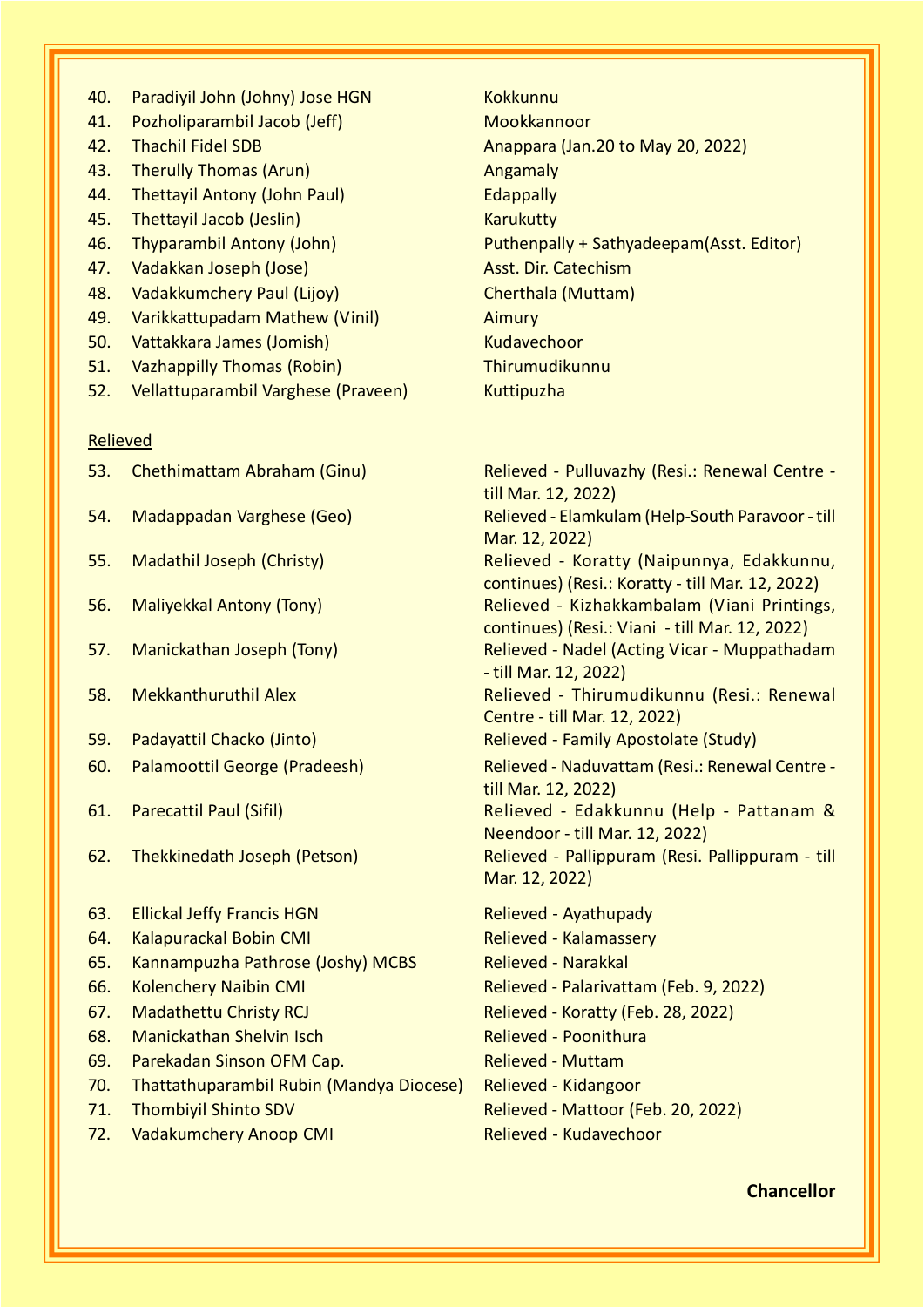| | | |
|---|---|---|
| 40. | Paradiyil John (Johny) Jose HGN | Kokkunnu |
| 41. | Pozholiparambil Jacob (Jeff) | Mookkannoor |
| 42. | Thachil Fidel SDB | Anappara (Jan.20 to May 20, 2022) |
| 43. | Therully Thomas (Arun) | Angamaly |
| 44. | Thettayil Antony (John Paul) | Edappally |
| 45. | Thettayil Jacob (Jeslin) | Karukutty |
| 46. | Thyparambil Antony (John) | Puthenpally + Sathyadeepam(Asst. Editor) |
| 47. | Vadakkan Joseph (Jose) | Asst. Dir. Catechism |
| 48. | Vadakkumchery Paul (Lijoy) | Cherthala (Muttam) |
| 49. | Varikkattupadam Mathew (Vinil) | Aimury |
| 50. | Vattakkara James (Jomish) | Kudavechoor |
| 51. | Vazhappilly Thomas (Robin) | Thirumudikunnu |
| 52. | Vellattuparambil Varghese (Praveen) | Kuttipuzha |

Relieved

| | | |
|---|---|---|
| 53. | Chethimattam Abraham (Ginu) | Relieved - Pulluvazhy (Resi.: Renewal Centre - till Mar. 12, 2022) |
| 54. | Madappadan Varghese (Geo) | Relieved - Elamkulam (Help-South Paravoor - till Mar. 12, 2022) |
| 55. | Madathil Joseph (Christy) | Relieved - Koratty (Naipunnya, Edakkunnu, continues) (Resi.: Koratty - till Mar. 12, 2022) |
| 56. | Maliyekkal Antony (Tony) | Relieved - Kizhakkambalam (Viani Printings, continues) (Resi.: Viani - till Mar. 12, 2022) |
| 57. | Manickathan Joseph (Tony) | Relieved - Nadel (Acting Vicar - Muppathadam - till Mar. 12, 2022) |
| 58. | Mekkanthuruthil Alex | Relieved - Thirumudikunnu (Resi.: Renewal Centre - till Mar. 12, 2022) |
| 59. | Padayattil Chacko (Jinto) | Relieved - Family Apostolate (Study) |
| 60. | Palamoottil George (Pradeesh) | Relieved - Naduvattam (Resi.: Renewal Centre - till Mar. 12, 2022) |
| 61. | Parecattil Paul (Sifil) | Relieved - Edakkunnu (Help - Pattanam & Neendoor - till Mar. 12, 2022) |
| 62. | Thekkinedath Joseph (Petson) | Relieved - Pallippuram (Resi. Pallippuram - till Mar. 12, 2022) |
| 63. | Ellickal Jeffy Francis HGN | Relieved - Ayathupady |
| 64. | Kalapurackal Bobin CMI | Relieved - Kalamassery |
| 65. | Kannampuzha Pathrose (Joshy) MCBS | Relieved - Narakkal |
| 66. | Kolenchery Naibin CMI | Relieved - Palarivattam (Feb. 9, 2022) |
| 67. | Madathettu Christy RCJ | Relieved - Koratty (Feb. 28, 2022) |
| 68. | Manickathan Shelvin Isch | Relieved - Poonithura |
| 69. | Parekadan Sinson OFM Cap. | Relieved - Muttam |
| 70. | Thattathuparambil Rubin (Mandya Diocese) | Relieved - Kidangoor |
| 71. | Thombiyil Shinto SDV | Relieved - Mattoor (Feb. 20, 2022) |
| 72. | Vadakumchery Anoop CMI | Relieved - Kudavechoor |

**Chancellor**